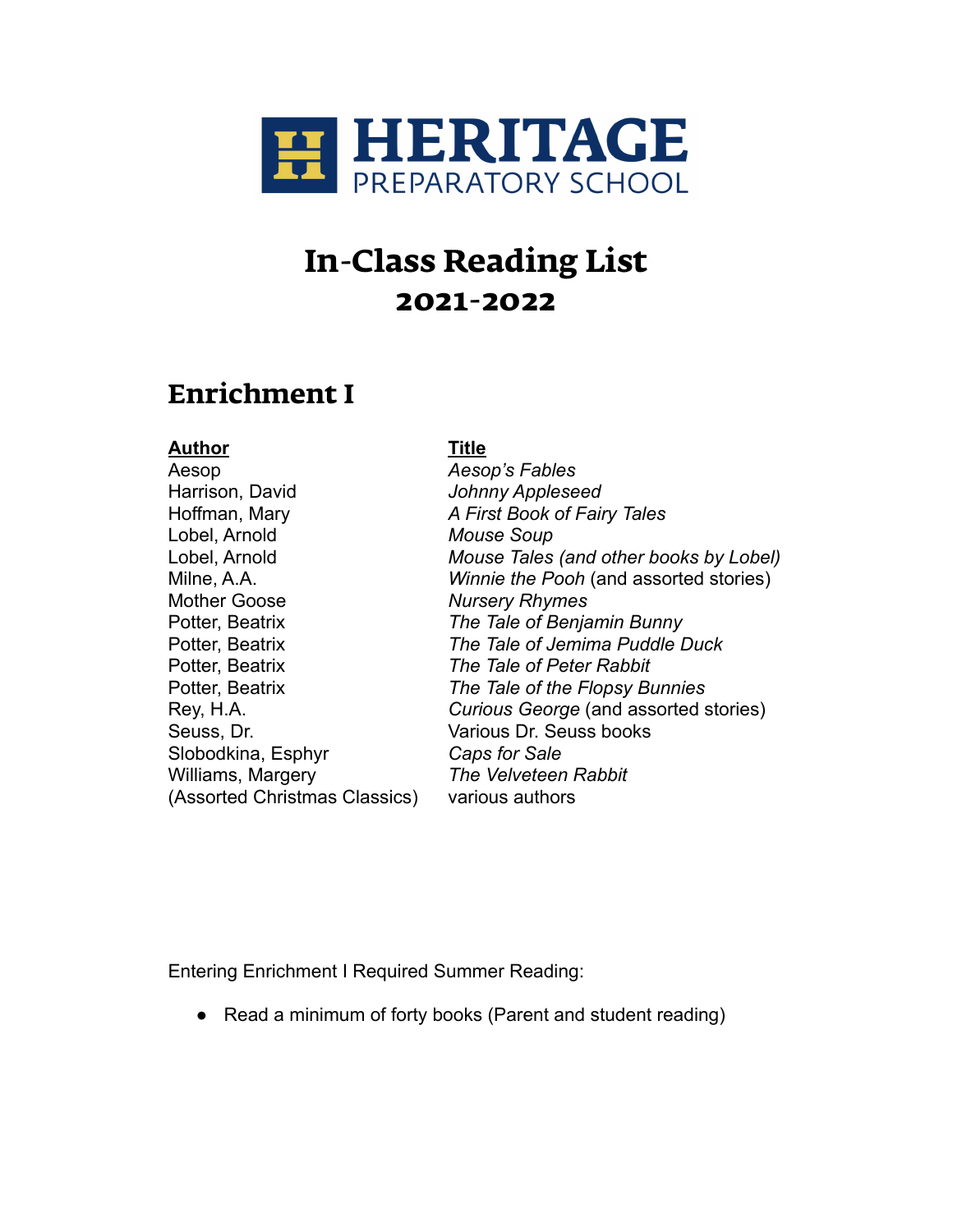# HERITAGE
PREPARATORY SCHOOL

# In-Class Reading List
## 2021-2022

## Enrichment I

| **Author** | **Title** |
|---|---|
| Aesop | *Aesop's Fables* |
| Harrison, David | *Johnny Appleseed* |
| Hoffman, Mary | *A First Book of Fairy Tales* |
| Lobel, Arnold | *Mouse Soup* |
| Lobel, Arnold | *Mouse Tales (and other books by Lobel)* |
| Milne, A.A. | *Winnie the Pooh* (and assorted stories) |
| Mother Goose | *Nursery Rhymes* |
| Potter, Beatrix | *The Tale of Benjamin Bunny* |
| Potter, Beatrix | *The Tale of Jemima Puddle Duck* |
| Potter, Beatrix | *The Tale of Peter Rabbit* |
| Potter, Beatrix | *The Tale of the Flopsy Bunnies* |
| Rey, H.A. | *Curious George* (and assorted stories) |
| Seuss, Dr. | Various Dr. Seuss books |
| Slobodkina, Esphyr | *Caps for Sale* |
| Williams, Margery | *The Velveteen Rabbit* |
| (Assorted Christmas Classics) | various authors |

Entering Enrichment I Required Summer Reading:

- Read a minimum of forty books (Parent and student reading)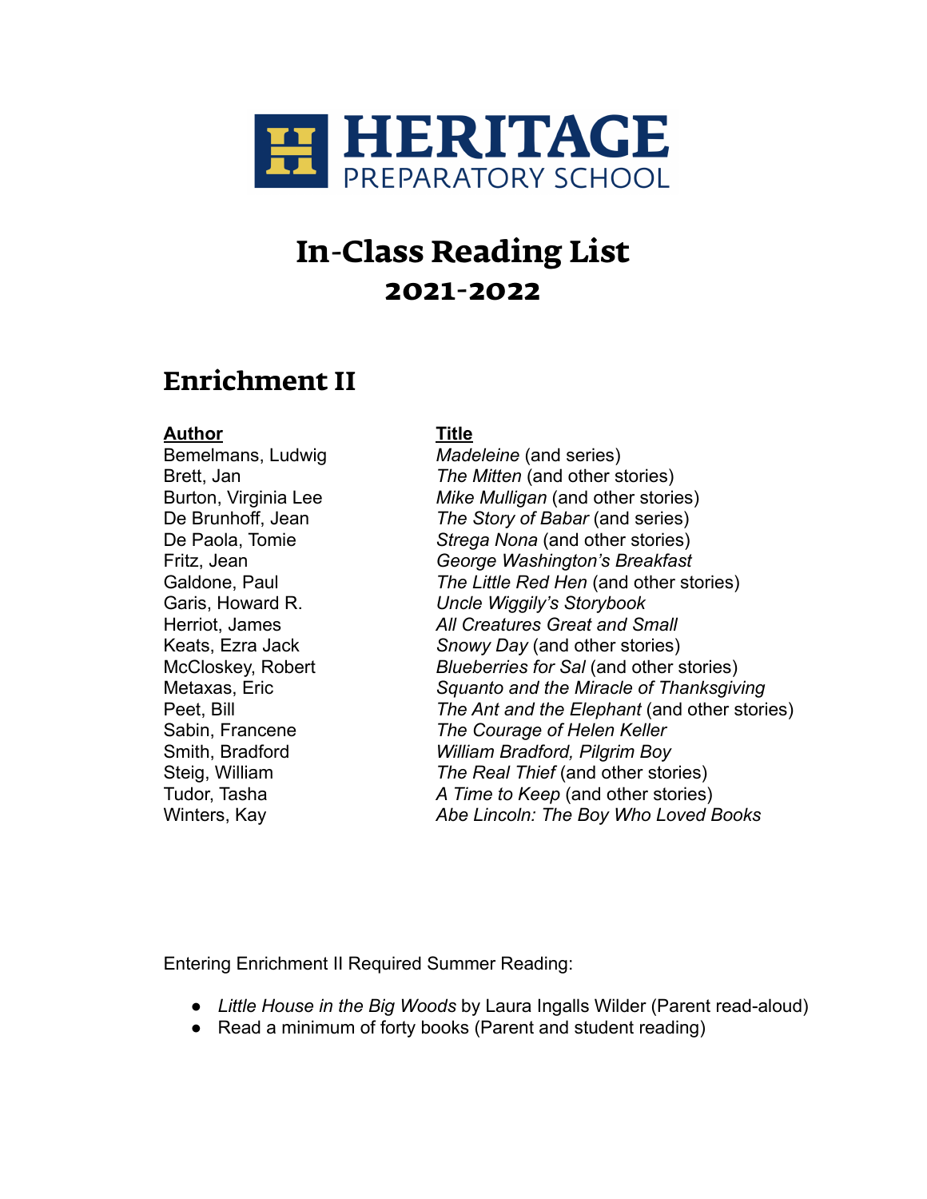# HERITAGE PREPARATORY SCHOOL

# In-Class Reading List
## 2021-2022

## Enrichment II

| Author | Title |
| --- | --- |
| Bemelmans, Ludwig | *Madeleine* (and series) |
| Brett, Jan | *The Mitten* (and other stories) |
| Burton, Virginia Lee | *Mike Mulligan* (and other stories) |
| De Brunhoff, Jean | *The Story of Babar* (and series) |
| De Paola, Tomie | *Strega Nona* (and other stories) |
| Fritz, Jean | *George Washington's Breakfast* |
| Galdone, Paul | *The Little Red Hen* (and other stories) |
| Garis, Howard R. | *Uncle Wiggily's Storybook* |
| Herriot, James | *All Creatures Great and Small* |
| Keats, Ezra Jack | *Snowy Day* (and other stories) |
| McCloskey, Robert | *Blueberries for Sal* (and other stories) |
| Metaxas, Eric | *Squanto and the Miracle of Thanksgiving* |
| Peet, Bill | *The Ant and the Elephant* (and other stories) |
| Sabin, Francene | *The Courage of Helen Keller* |
| Smith, Bradford | *William Bradford, Pilgrim Boy* |
| Steig, William | *The Real Thief* (and other stories) |
| Tudor, Tasha | *A Time to Keep* (and other stories) |
| Winters, Kay | *Abe Lincoln: The Boy Who Loved Books* |

Entering Enrichment II Required Summer Reading:

- *Little House in the Big Woods* by Laura Ingalls Wilder (Parent read-aloud)
- Read a minimum of forty books (Parent and student reading)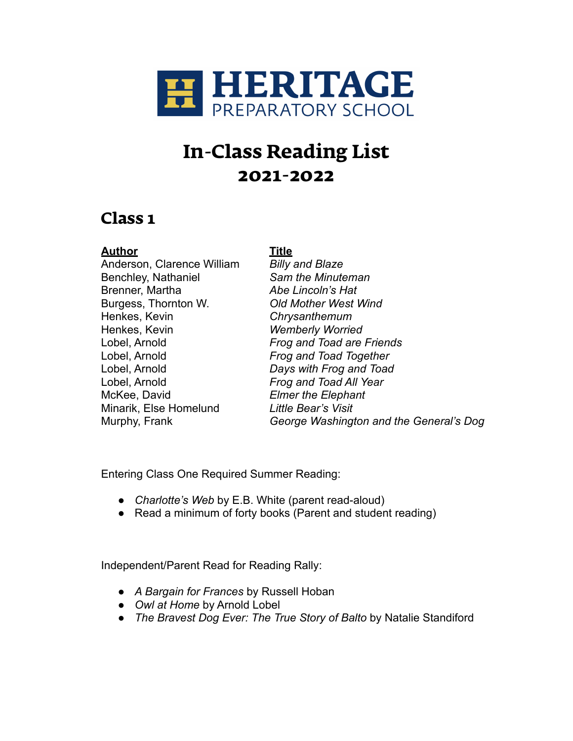HERITAGE
PREPARATORY SCHOOL

# In-Class Reading List
## 2021-2022

## Class 1

| Author | Title |
| --- | --- |
| Anderson, Clarence William | *Billy and Blaze* |
| Benchley, Nathaniel | *Sam the Minuteman* |
| Brenner, Martha | *Abe Lincoln's Hat* |
| Burgess, Thornton W. | *Old Mother West Wind* |
| Henkes, Kevin | *Chrysanthemum* |
| Henkes, Kevin | *Wemberly Worried* |
| Lobel, Arnold | *Frog and Toad are Friends* |
| Lobel, Arnold | *Frog and Toad Together* |
| Lobel, Arnold | *Days with Frog and Toad* |
| Lobel, Arnold | *Frog and Toad All Year* |
| McKee, David | *Elmer the Elephant* |
| Minarik, Else Homelund | *Little Bear's Visit* |
| Murphy, Frank | *George Washington and the General's Dog* |

Entering Class One Required Summer Reading:

- *Charlotte's Web* by E.B. White (parent read-aloud)
- Read a minimum of forty books (Parent and student reading)

Independent/Parent Read for Reading Rally:

- *A Bargain for Frances* by Russell Hoban
- *Owl at Home* by Arnold Lobel
- *The Bravest Dog Ever: The True Story of Balto* by Natalie Standiford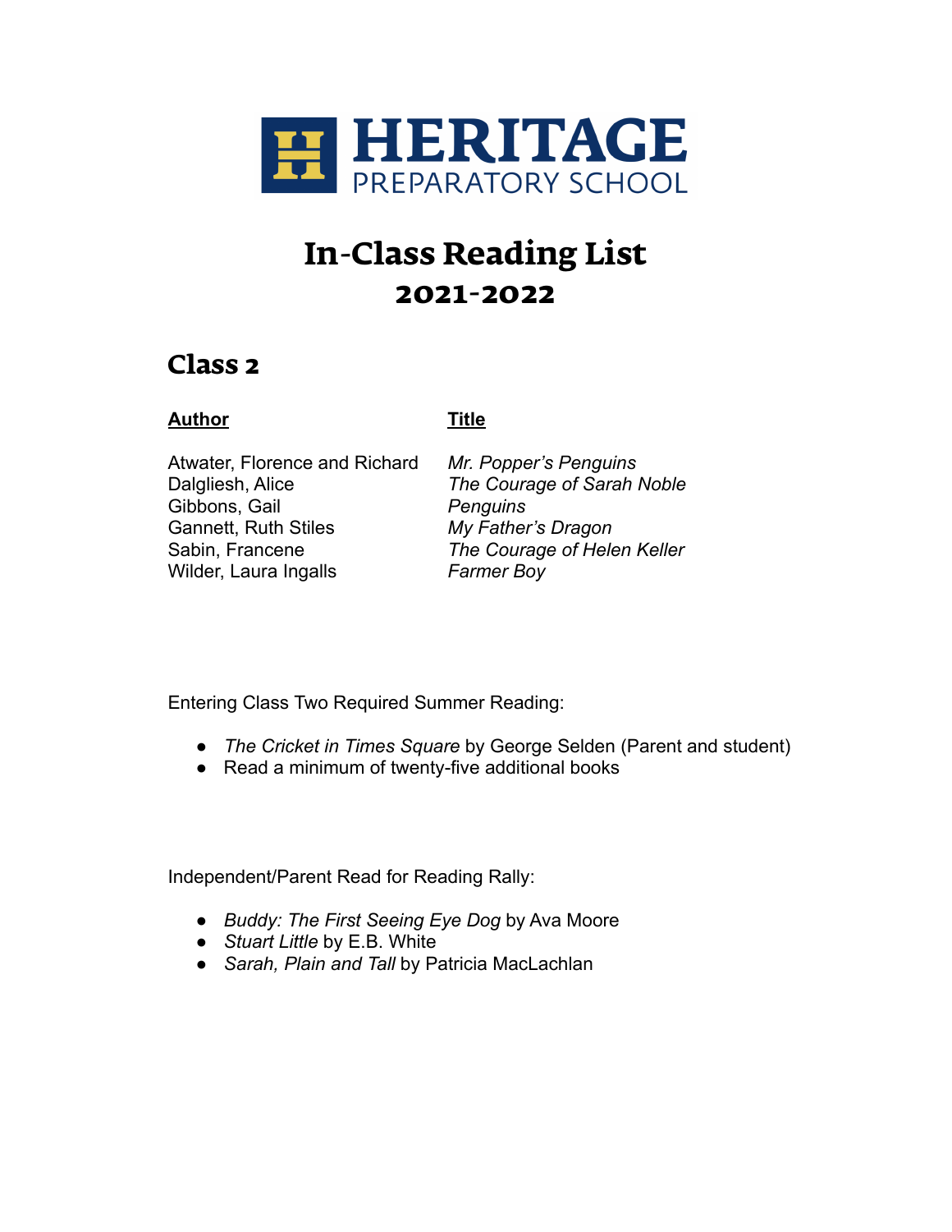HERITAGE
PREPARATORY SCHOOL

# In-Class Reading List
## 2021-2022

## Class 2

| Author | Title |
|---|---|
| Atwater, Florence and Richard | *Mr. Popper's Penguins* |
| Dalgliesh, Alice | *The Courage of Sarah Noble* |
| Gibbons, Gail | *Penguins* |
| Gannett, Ruth Stiles | *My Father's Dragon* |
| Sabin, Francene | *The Courage of Helen Keller* |
| Wilder, Laura Ingalls | *Farmer Boy* |

Entering Class Two Required Summer Reading:

- *The Cricket in Times Square* by George Selden (Parent and student)
- Read a minimum of twenty-five additional books

Independent/Parent Read for Reading Rally:

- *Buddy: The First Seeing Eye Dog* by Ava Moore
- *Stuart Little* by E.B. White
- *Sarah, Plain and Tall* by Patricia MacLachlan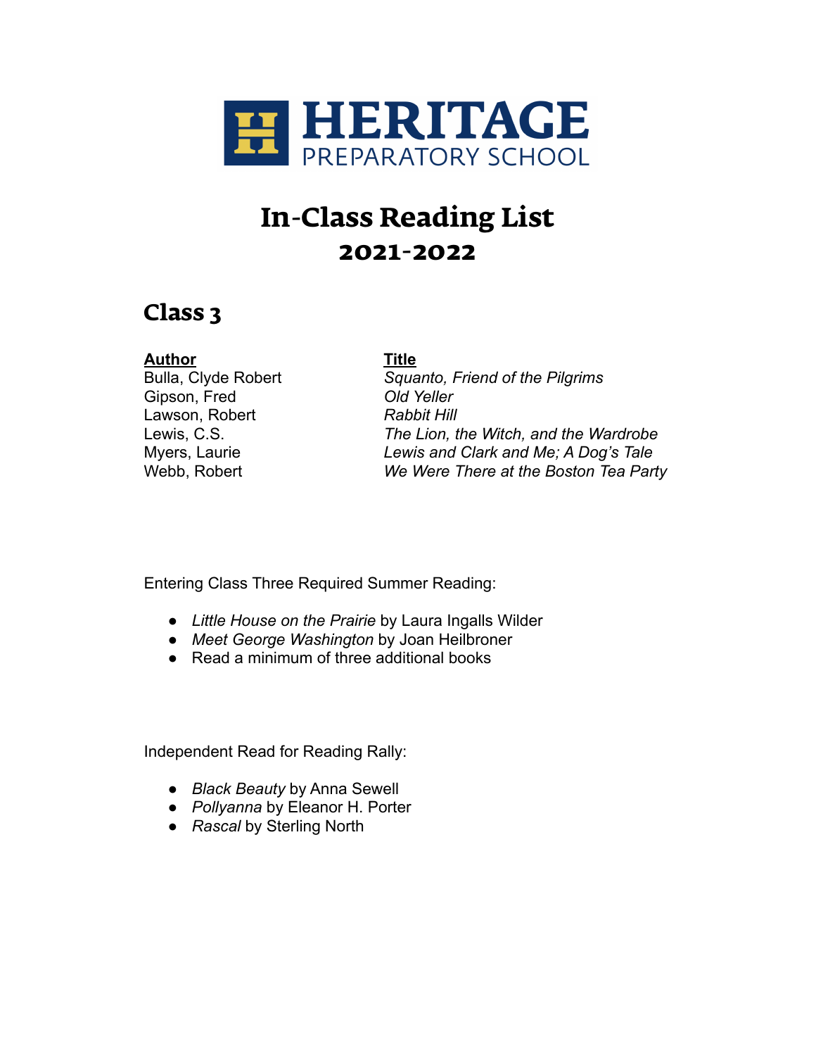HERITAGE
PREPARATORY SCHOOL

# In-Class Reading List
## 2021-2022

## Class 3

| **Author** | **Title** |
| --- | --- |
| Bulla, Clyde Robert | *Squanto, Friend of the Pilgrims* |
| Gipson, Fred | *Old Yeller* |
| Lawson, Robert | *Rabbit Hill* |
| Lewis, C.S. | *The Lion, the Witch, and the Wardrobe* |
| Myers, Laurie | *Lewis and Clark and Me; A Dog's Tale* |
| Webb, Robert | *We Were There at the Boston Tea Party* |

Entering Class Three Required Summer Reading:

- *Little House on the Prairie* by Laura Ingalls Wilder
- *Meet George Washington* by Joan Heilbroner
- Read a minimum of three additional books

Independent Read for Reading Rally:

- *Black Beauty* by Anna Sewell
- *Pollyanna* by Eleanor H. Porter
- *Rascal* by Sterling North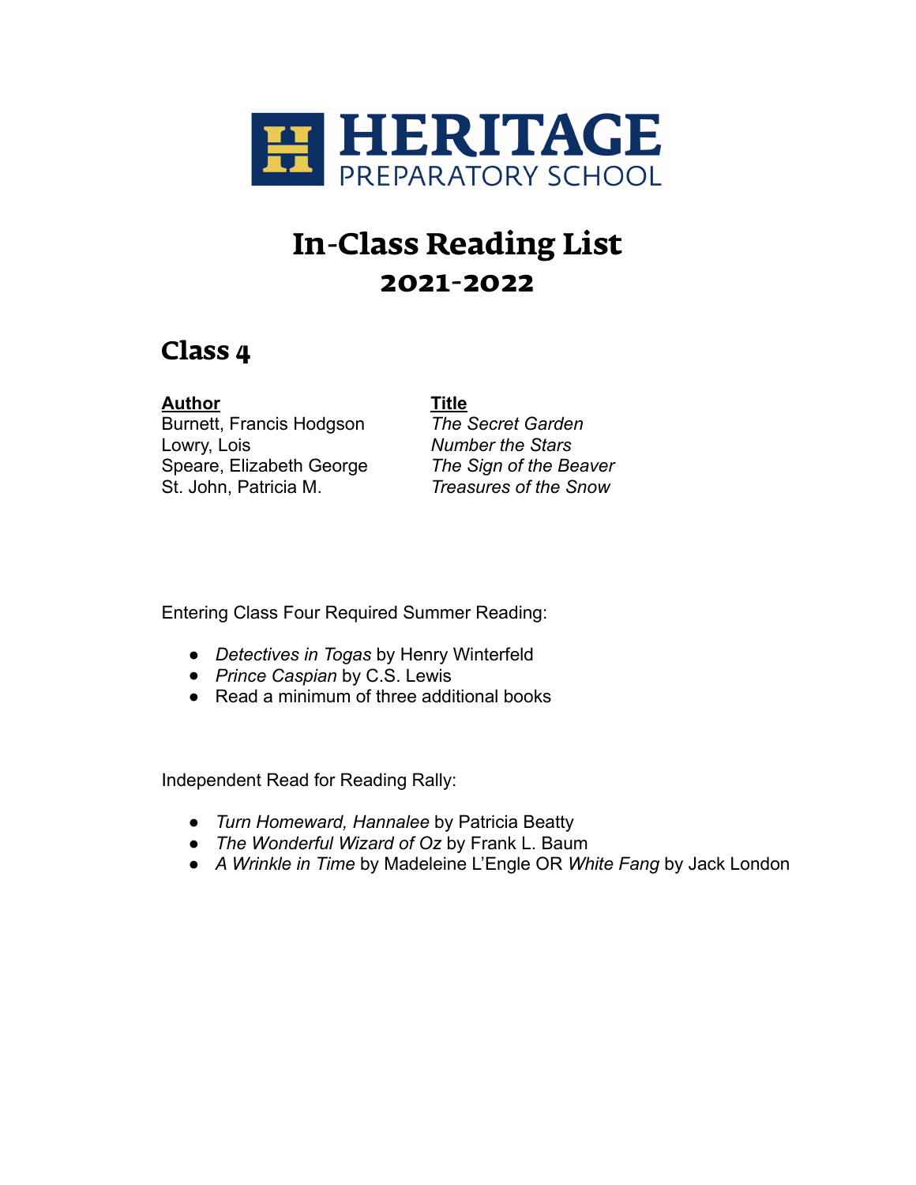# HERITAGE PREPARATORY SCHOOL

# In-Class Reading List
## 2021-2022

## Class 4

| **Author** | **Title** |
| --- | --- |
| Burnett, Francis Hodgson | *The Secret Garden* |
| Lowry, Lois | *Number the Stars* |
| Speare, Elizabeth George | *The Sign of the Beaver* |
| St. John, Patricia M. | *Treasures of the Snow* |

Entering Class Four Required Summer Reading:

- *Detectives in Togas* by Henry Winterfeld
- *Prince Caspian* by C.S. Lewis
- Read a minimum of three additional books

Independent Read for Reading Rally:

- *Turn Homeward, Hannalee* by Patricia Beatty
- *The Wonderful Wizard of Oz* by Frank L. Baum
- *A Wrinkle in Time* by Madeleine L'Engle OR *White Fang* by Jack London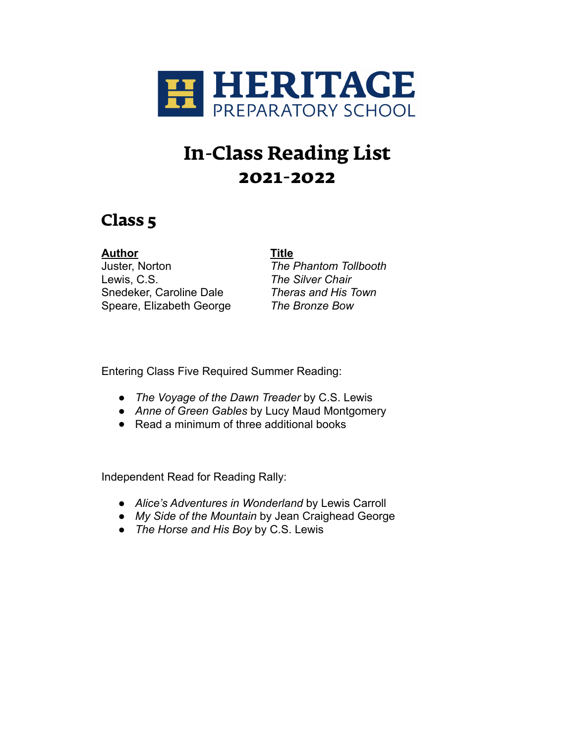HERITAGE
PREPARATORY SCHOOL

# In-Class Reading List
## 2021-2022

## Class 5

| **Author** | **Title** |
|---|---|
| Juster, Norton | *The Phantom Tollbooth* |
| Lewis, C.S. | *The Silver Chair* |
| Snedeker, Caroline Dale | *Theras and His Town* |
| Speare, Elizabeth George | *The Bronze Bow* |

Entering Class Five Required Summer Reading:

- *The Voyage of the Dawn Treader* by C.S. Lewis
- *Anne of Green Gables* by Lucy Maud Montgomery
- Read a minimum of three additional books

Independent Read for Reading Rally:

- *Alice's Adventures in Wonderland* by Lewis Carroll
- *My Side of the Mountain* by Jean Craighead George
- *The Horse and His Boy* by C.S. Lewis